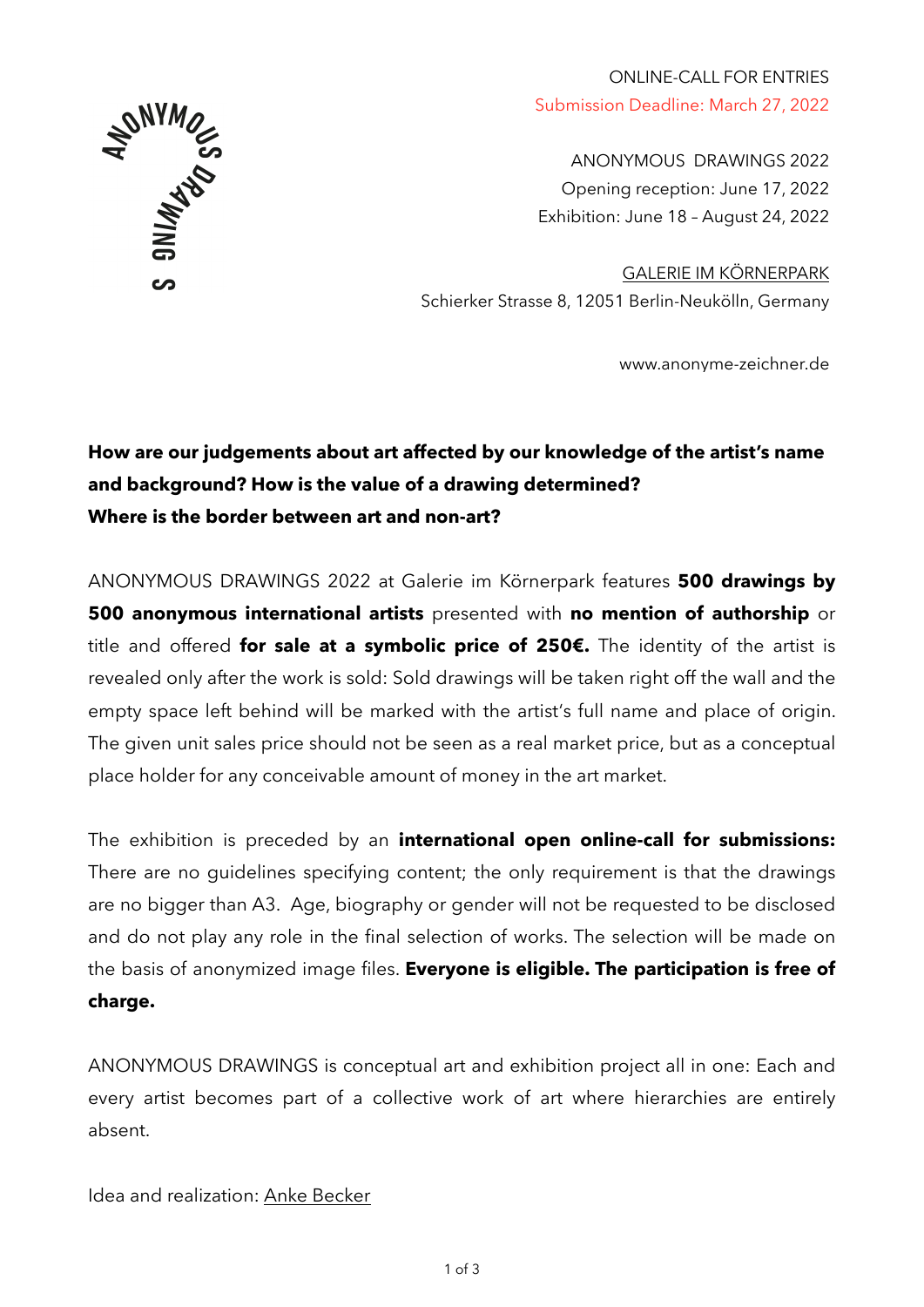ONLINE-CALL FOR ENTRIES
Submission Deadline: March 27, 2022

ANONYMOUS DRAWINGS 2022
Opening reception: June 17, 2022
Exhibition: June 18 – August 24, 2022

GALERIE IM KÖRNERPARK
Schierker Strasse 8, 12051 Berlin-Neukölln, Germany

www.anonyme-zeichner.de

**How are our judgements about art affected by our knowledge of the artist's name and background? How is the value of a drawing determined?
Where is the border between art and non-art?**

ANONYMOUS DRAWINGS 2022 at Galerie im Körnerpark features **500 drawings by 500 anonymous international artists** presented with **no mention of authorship** or title and offered **for sale at a symbolic price of 250€.** The identity of the artist is revealed only after the work is sold: Sold drawings will be taken right off the wall and the empty space left behind will be marked with the artist's full name and place of origin. The given unit sales price should not be seen as a real market price, but as a conceptual place holder for any conceivable amount of money in the art market.

The exhibition is preceded by an **international open online-call for submissions:** There are no guidelines specifying content; the only requirement is that the drawings are no bigger than A3. Age, biography or gender will not be requested to be disclosed and do not play any role in the final selection of works. The selection will be made on the basis of anonymized image files. **Everyone is eligible. The participation is free of charge.**

ANONYMOUS DRAWINGS is conceptual art and exhibition project all in one: Each and every artist becomes part of a collective work of art where hierarchies are entirely absent.

Idea and realization: Anke Becker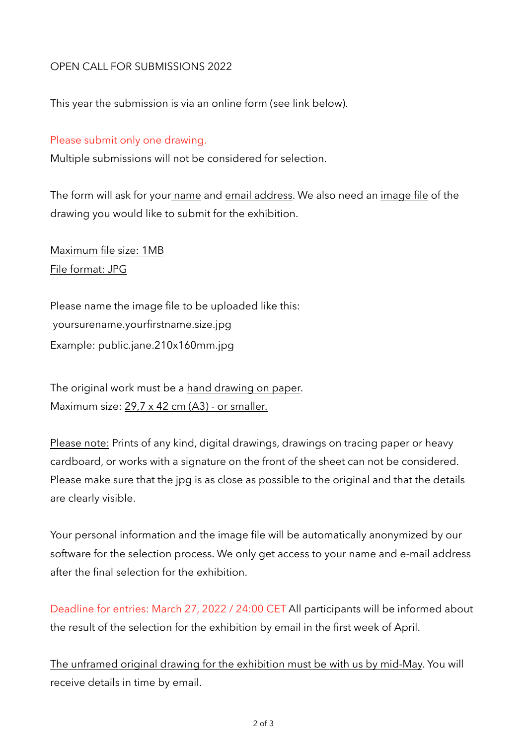OPEN CALL FOR SUBMISSIONS 2022

This year the submission is via an online form (see link below).

Please submit only one drawing.
Multiple submissions will not be considered for selection.

The form will ask for your name and email address. We also need an image file of the drawing you would like to submit for the exhibition.

Maximum file size: 1MB
File format: JPG

Please name the image file to be uploaded like this:
yoursurename.yourfirstname.size.jpg
Example: public.jane.210x160mm.jpg

The original work must be a hand drawing on paper.
Maximum size: 29,7 x 42 cm (A3) - or smaller.

Please note: Prints of any kind, digital drawings, drawings on tracing paper or heavy cardboard, or works with a signature on the front of the sheet can not be considered. Please make sure that the jpg is as close as possible to the original and that the details are clearly visible.

Your personal information and the image file will be automatically anonymized by our software for the selection process. We only get access to your name and e-mail address after the final selection for the exhibition.

Deadline for entries: March 27, 2022 / 24:00 CET All participants will be informed about the result of the selection for the exhibition by email in the first week of April.

The unframed original drawing for the exhibition must be with us by mid-May. You will receive details in time by email.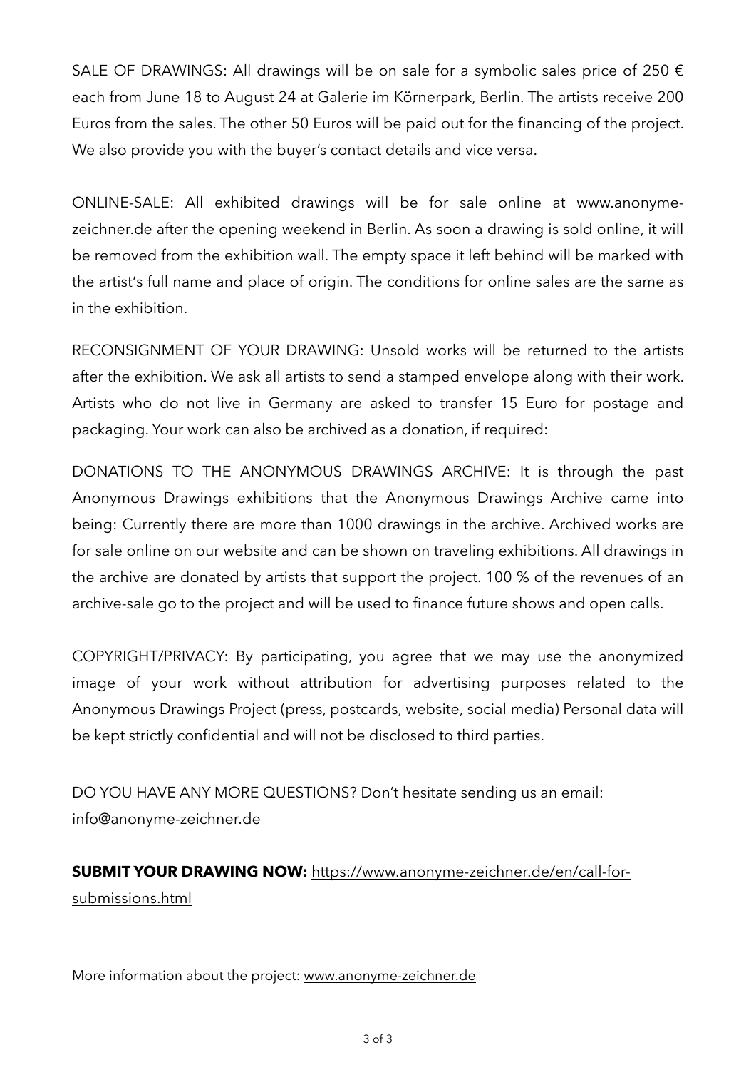SALE OF DRAWINGS: All drawings will be on sale for a symbolic sales price of 250 € each from June 18 to August 24 at Galerie im Körnerpark, Berlin. The artists receive 200 Euros from the sales. The other 50 Euros will be paid out for the financing of the project. We also provide you with the buyer's contact details and vice versa.

ONLINE-SALE: All exhibited drawings will be for sale online at www.anonyme-zeichner.de after the opening weekend in Berlin. As soon a drawing is sold online, it will be removed from the exhibition wall. The empty space it left behind will be marked with the artist's full name and place of origin. The conditions for online sales are the same as in the exhibition.

RECONSIGNMENT OF YOUR DRAWING: Unsold works will be returned to the artists after the exhibition. We ask all artists to send a stamped envelope along with their work. Artists who do not live in Germany are asked to transfer 15 Euro for postage and packaging. Your work can also be archived as a donation, if required:

DONATIONS TO THE ANONYMOUS DRAWINGS ARCHIVE: It is through the past Anonymous Drawings exhibitions that the Anonymous Drawings Archive came into being: Currently there are more than 1000 drawings in the archive. Archived works are for sale online on our website and can be shown on traveling exhibitions. All drawings in the archive are donated by artists that support the project. 100 % of the revenues of an archive-sale go to the project and will be used to finance future shows and open calls.

COPYRIGHT/PRIVACY: By participating, you agree that we may use the anonymized image of your work without attribution for advertising purposes related to the Anonymous Drawings Project (press, postcards, website, social media) Personal data will be kept strictly confidential and will not be disclosed to third parties.

DO YOU HAVE ANY MORE QUESTIONS? Don't hesitate sending us an email: info@anonyme-zeichner.de

**SUBMIT YOUR DRAWING NOW:** https://www.anonyme-zeichner.de/en/call-for-submissions.html

More information about the project: www.anonyme-zeichner.de